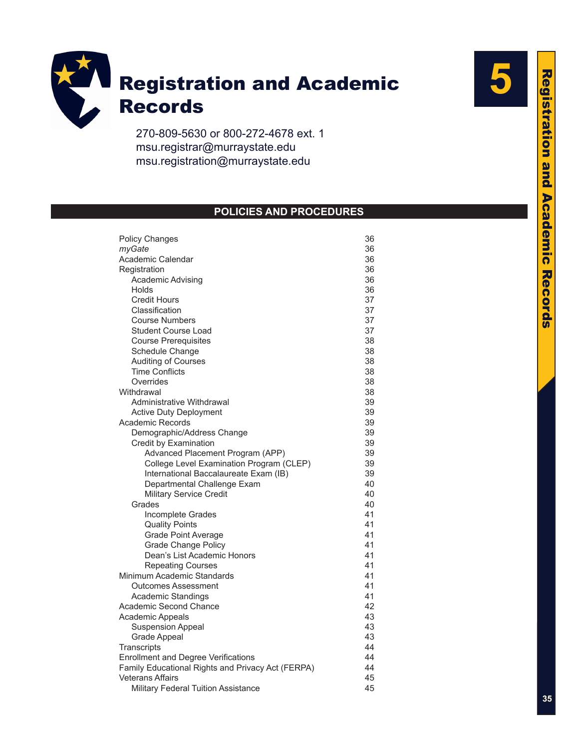# Registration and Academic Records

5

270-809-5630 or 800-272-4678 ext. 1
msu.registrar@murraystate.edu
msu.registration@murraystate.edu

## POLICIES AND PROCEDURES

| | |
|---|---|
| Policy Changes | 36 |
| *myGate* | 36 |
| Academic Calendar | 36 |
| Registration | 36 |
| Academic Advising | 36 |
| Holds | 36 |
| Credit Hours | 37 |
| Classification | 37 |
| Course Numbers | 37 |
| Student Course Load | 37 |
| Course Prerequisites | 38 |
| Schedule Change | 38 |
| Auditing of Courses | 38 |
| Time Conflicts | 38 |
| Overrides | 38 |
| Withdrawal | 38 |
| Administrative Withdrawal | 39 |
| Active Duty Deployment | 39 |
| Academic Records | 39 |
| Demographic/Address Change | 39 |
| Credit by Examination | 39 |
| Advanced Placement Program (APP) | 39 |
| College Level Examination Program (CLEP) | 39 |
| International Baccalaureate Exam (IB) | 39 |
| Departmental Challenge Exam | 40 |
| Military Service Credit | 40 |
| Grades | 40 |
| Incomplete Grades | 41 |
| Quality Points | 41 |
| Grade Point Average | 41 |
| Grade Change Policy | 41 |
| Dean's List Academic Honors | 41 |
| Repeating Courses | 41 |
| Minimum Academic Standards | 41 |
| Outcomes Assessment | 41 |
| Academic Standings | 41 |
| Academic Second Chance | 42 |
| Academic Appeals | 43 |
| Suspension Appeal | 43 |
| Grade Appeal | 43 |
| Transcripts | 44 |
| Enrollment and Degree Verifications | 44 |
| Family Educational Rights and Privacy Act (FERPA) | 44 |
| Veterans Affairs | 45 |
| Military Federal Tuition Assistance | 45 |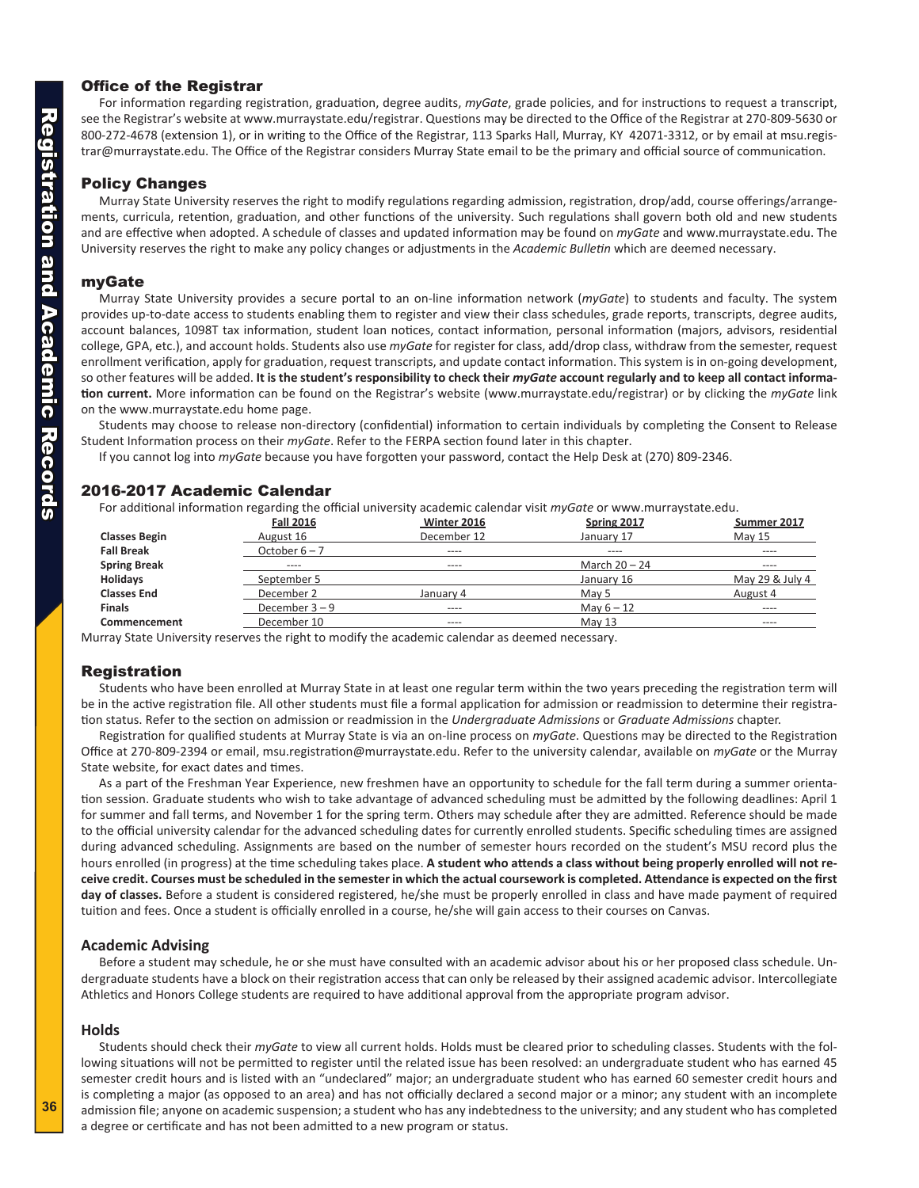## Office of the Registrar

For information regarding registration, graduation, degree audits, *myGate*, grade policies, and for instructions to request a transcript, see the Registrar's website at www.murraystate.edu/registrar. Questions may be directed to the Office of the Registrar at 270-809-5630 or 800-272-4678 (extension 1), or in writing to the Office of the Registrar, 113 Sparks Hall, Murray, KY 42071-3312, or by email at msu.registrar@murraystate.edu. The Office of the Registrar considers Murray State email to be the primary and official source of communication.

## Policy Changes

Murray State University reserves the right to modify regulations regarding admission, registration, drop/add, course offerings/arrangements, curricula, retention, graduation, and other functions of the university. Such regulations shall govern both old and new students and are effective when adopted. A schedule of classes and updated information may be found on *myGate* and www.murraystate.edu. The University reserves the right to make any policy changes or adjustments in the *Academic Bulletin* which are deemed necessary.

## myGate

Murray State University provides a secure portal to an on-line information network (*myGate*) to students and faculty. The system provides up-to-date access to students enabling them to register and view their class schedules, grade reports, transcripts, degree audits, account balances, 1098T tax information, student loan notices, contact information, personal information (majors, advisors, residential college, GPA, etc.), and account holds. Students also use *myGate* for register for class, add/drop class, withdraw from the semester, request enrollment verification, apply for graduation, request transcripts, and update contact information. This system is in on-going development, so other features will be added. **It is the student's responsibility to check their *myGate* account regularly and to keep all contact information current.** More information can be found on the Registrar's website (www.murraystate.edu/registrar) or by clicking the *myGate* link on the www.murraystate.edu home page.

Students may choose to release non-directory (confidential) information to certain individuals by completing the Consent to Release Student Information process on their *myGate*. Refer to the FERPA section found later in this chapter.

If you cannot log into *myGate* because you have forgotten your password, contact the Help Desk at (270) 809-2346.

## 2016-2017 Academic Calendar

For additional information regarding the official university academic calendar visit *myGate* or www.murraystate.edu.

| | Fall 2016 | Winter 2016 | Spring 2017 | Summer 2017 |
|---|---|---|---|---|
| **Classes Begin** | August 16 | December 12 | January 17 | May 15 |
| **Fall Break** | October 6 – 7 | ---- | ---- | ---- |
| **Spring Break** | ---- | ---- | March 20 – 24 | ---- |
| **Holidays** | September 5 | | January 16 | May 29 & July 4 |
| **Classes End** | December 2 | January 4 | May 5 | August 4 |
| **Finals** | December 3 – 9 | ---- | May 6 – 12 | ---- |
| **Commencement** | December 10 | ---- | May 13 | ---- |

Murray State University reserves the right to modify the academic calendar as deemed necessary.

## Registration

Students who have been enrolled at Murray State in at least one regular term within the two years preceding the registration term will be in the active registration file. All other students must file a formal application for admission or readmission to determine their registration status. Refer to the section on admission or readmission in the *Undergraduate Admissions* or *Graduate Admissions* chapter.

Registration for qualified students at Murray State is via an on-line process on *myGate*. Questions may be directed to the Registration Office at 270-809-2394 or email, msu.registration@murraystate.edu. Refer to the university calendar, available on *myGate* or the Murray State website, for exact dates and times.

As a part of the Freshman Year Experience, new freshmen have an opportunity to schedule for the fall term during a summer orientation session. Graduate students who wish to take advantage of advanced scheduling must be admitted by the following deadlines: April 1 for summer and fall terms, and November 1 for the spring term. Others may schedule after they are admitted. Reference should be made to the official university calendar for the advanced scheduling dates for currently enrolled students. Specific scheduling times are assigned during advanced scheduling. Assignments are based on the number of semester hours recorded on the student's MSU record plus the hours enrolled (in progress) at the time scheduling takes place. **A student who attends a class without being properly enrolled will not receive credit. Courses must be scheduled in the semester in which the actual coursework is completed. Attendance is expected on the first day of classes.** Before a student is considered registered, he/she must be properly enrolled in class and have made payment of required tuition and fees. Once a student is officially enrolled in a course, he/she will gain access to their courses on Canvas.

### Academic Advising

Before a student may schedule, he or she must have consulted with an academic advisor about his or her proposed class schedule. Undergraduate students have a block on their registration access that can only be released by their assigned academic advisor. Intercollegiate Athletics and Honors College students are required to have additional approval from the appropriate program advisor.

### Holds

Students should check their *myGate* to view all current holds. Holds must be cleared prior to scheduling classes. Students with the following situations will not be permitted to register until the related issue has been resolved: an undergraduate student who has earned 45 semester credit hours and is listed with an "undeclared" major; an undergraduate student who has earned 60 semester credit hours and is completing a major (as opposed to an area) and has not officially declared a second major or a minor; any student with an incomplete admission file; anyone on academic suspension; a student who has any indebtedness to the university; and any student who has completed a degree or certificate and has not been admitted to a new program or status.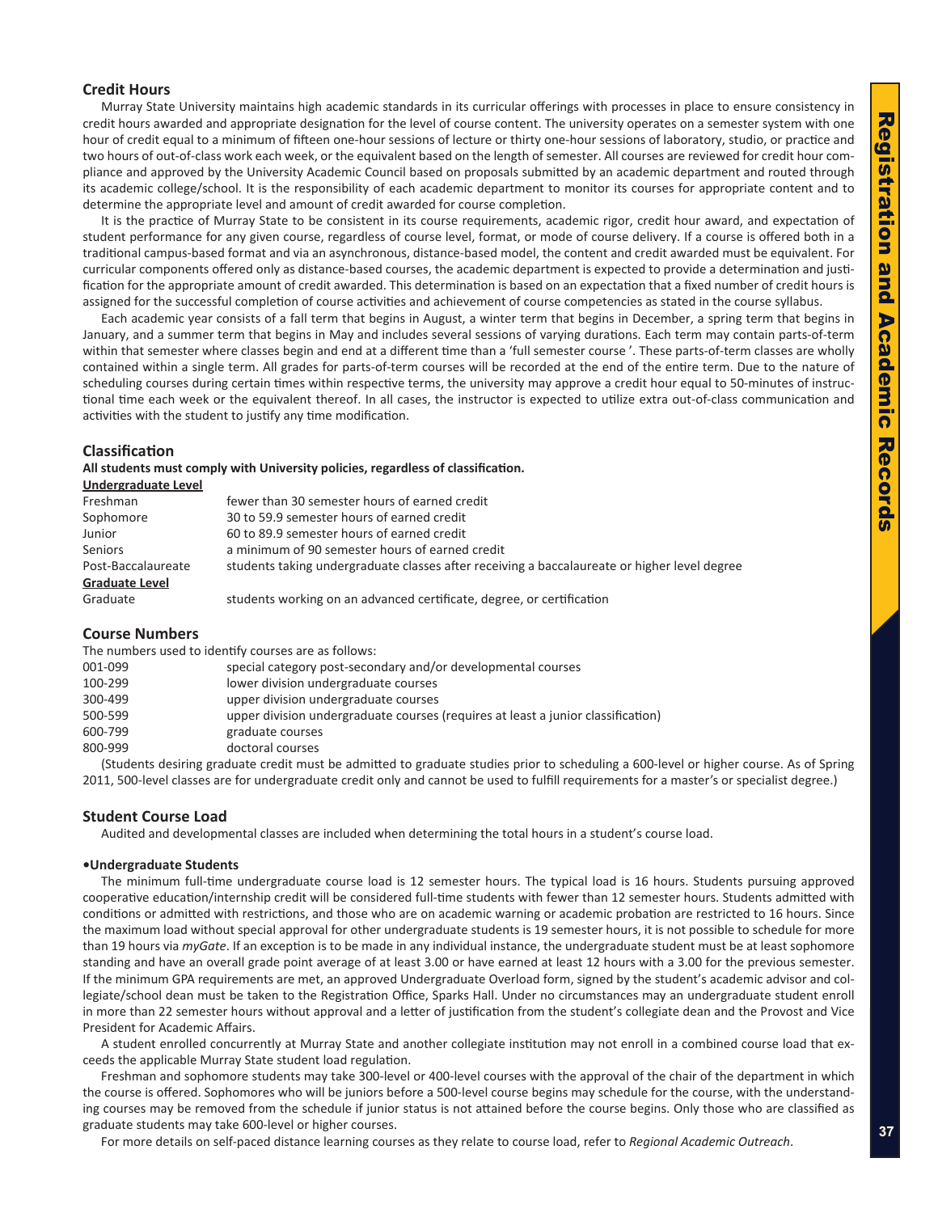## Credit Hours

Murray State University maintains high academic standards in its curricular offerings with processes in place to ensure consistency in credit hours awarded and appropriate designation for the level of course content. The university operates on a semester system with one hour of credit equal to a minimum of fifteen one-hour sessions of lecture or thirty one-hour sessions of laboratory, studio, or practice and two hours of out-of-class work each week, or the equivalent based on the length of semester. All courses are reviewed for credit hour compliance and approved by the University Academic Council based on proposals submitted by an academic department and routed through its academic college/school. It is the responsibility of each academic department to monitor its courses for appropriate content and to determine the appropriate level and amount of credit awarded for course completion.

It is the practice of Murray State to be consistent in its course requirements, academic rigor, credit hour award, and expectation of student performance for any given course, regardless of course level, format, or mode of course delivery. If a course is offered both in a traditional campus-based format and via an asynchronous, distance-based model, the content and credit awarded must be equivalent. For curricular components offered only as distance-based courses, the academic department is expected to provide a determination and justification for the appropriate amount of credit awarded. This determination is based on an expectation that a fixed number of credit hours is assigned for the successful completion of course activities and achievement of course competencies as stated in the course syllabus.

Each academic year consists of a fall term that begins in August, a winter term that begins in December, a spring term that begins in January, and a summer term that begins in May and includes several sessions of varying durations. Each term may contain parts-of-term within that semester where classes begin and end at a different time than a 'full semester course '. These parts-of-term classes are wholly contained within a single term. All grades for parts-of-term courses will be recorded at the end of the entire term. Due to the nature of scheduling courses during certain times within respective terms, the university may approve a credit hour equal to 50-minutes of instructional time each week or the equivalent thereof. In all cases, the instructor is expected to utilize extra out-of-class communication and activities with the student to justify any time modification.

## Classification

**All students must comply with University policies, regardless of classification.**

**Undergraduate Level**

| | |
|---|---|
| Freshman | fewer than 30 semester hours of earned credit |
| Sophomore | 30 to 59.9 semester hours of earned credit |
| Junior | 60 to 89.9 semester hours of earned credit |
| Seniors | a minimum of 90 semester hours of earned credit |
| Post-Baccalaureate | students taking undergraduate classes after receiving a baccalaureate or higher level degree |

**Graduate Level**

| | |
|---|---|
| Graduate | students working on an advanced certificate, degree, or certification |

## Course Numbers

The numbers used to identify courses are as follows:

| | |
|---|---|
| 001-099 | special category post-secondary and/or developmental courses |
| 100-299 | lower division undergraduate courses |
| 300-499 | upper division undergraduate courses |
| 500-599 | upper division undergraduate courses (requires at least a junior classification) |
| 600-799 | graduate courses |
| 800-999 | doctoral courses |

(Students desiring graduate credit must be admitted to graduate studies prior to scheduling a 600-level or higher course. As of Spring 2011, 500-level classes are for undergraduate credit only and cannot be used to fulfill requirements for a master's or specialist degree.)

## Student Course Load

Audited and developmental classes are included when determining the total hours in a student's course load.

### •Undergraduate Students

The minimum full-time undergraduate course load is 12 semester hours. The typical load is 16 hours. Students pursuing approved cooperative education/internship credit will be considered full-time students with fewer than 12 semester hours. Students admitted with conditions or admitted with restrictions, and those who are on academic warning or academic probation are restricted to 16 hours. Since the maximum load without special approval for other undergraduate students is 19 semester hours, it is not possible to schedule for more than 19 hours via *myGate*. If an exception is to be made in any individual instance, the undergraduate student must be at least sophomore standing and have an overall grade point average of at least 3.00 or have earned at least 12 hours with a 3.00 for the previous semester. If the minimum GPA requirements are met, an approved Undergraduate Overload form, signed by the student's academic advisor and collegiate/school dean must be taken to the Registration Office, Sparks Hall. Under no circumstances may an undergraduate student enroll in more than 22 semester hours without approval and a letter of justification from the student's collegiate dean and the Provost and Vice President for Academic Affairs.

A student enrolled concurrently at Murray State and another collegiate institution may not enroll in a combined course load that exceeds the applicable Murray State student load regulation.

Freshman and sophomore students may take 300-level or 400-level courses with the approval of the chair of the department in which the course is offered. Sophomores who will be juniors before a 500-level course begins may schedule for the course, with the understanding courses may be removed from the schedule if junior status is not attained before the course begins. Only those who are classified as graduate students may take 600-level or higher courses.

For more details on self-paced distance learning courses as they relate to course load, refer to *Regional Academic Outreach*.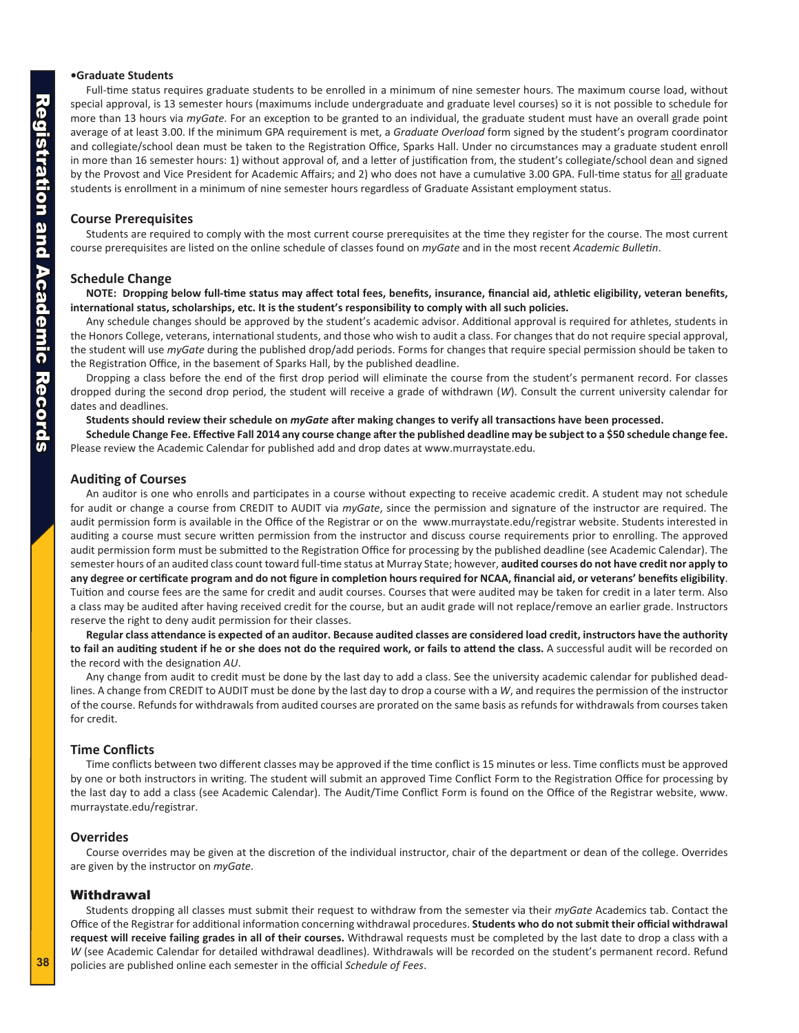**•Graduate Students**

Full-time status requires graduate students to be enrolled in a minimum of nine semester hours. The maximum course load, without special approval, is 13 semester hours (maximums include undergraduate and graduate level courses) so it is not possible to schedule for more than 13 hours via *myGate*. For an exception to be granted to an individual, the graduate student must have an overall grade point average of at least 3.00. If the minimum GPA requirement is met, a *Graduate Overload* form signed by the student's program coordinator and collegiate/school dean must be taken to the Registration Office, Sparks Hall. Under no circumstances may a graduate student enroll in more than 16 semester hours: 1) without approval of, and a letter of justification from, the student's collegiate/school dean and signed by the Provost and Vice President for Academic Affairs; and 2) who does not have a cumulative 3.00 GPA. Full-time status for all graduate students is enrollment in a minimum of nine semester hours regardless of Graduate Assistant employment status.

### Course Prerequisites

Students are required to comply with the most current course prerequisites at the time they register for the course. The most current course prerequisites are listed on the online schedule of classes found on *myGate* and in the most recent *Academic Bulletin*.

### Schedule Change

**NOTE: Dropping below full-time status may affect total fees, benefits, insurance, financial aid, athletic eligibility, veteran benefits, international status, scholarships, etc. It is the student's responsibility to comply with all such policies.**

Any schedule changes should be approved by the student's academic advisor. Additional approval is required for athletes, students in the Honors College, veterans, international students, and those who wish to audit a class. For changes that do not require special approval, the student will use *myGate* during the published drop/add periods. Forms for changes that require special permission should be taken to the Registration Office, in the basement of Sparks Hall, by the published deadline.

Dropping a class before the end of the first drop period will eliminate the course from the student's permanent record. For classes dropped during the second drop period, the student will receive a grade of withdrawn (*W*). Consult the current university calendar for dates and deadlines.

**Students should review their schedule on *myGate* after making changes to verify all transactions have been processed.**

**Schedule Change Fee. Effective Fall 2014 any course change after the published deadline may be subject to a $50 schedule change fee.** Please review the Academic Calendar for published add and drop dates at www.murraystate.edu.

### Auditing of Courses

An auditor is one who enrolls and participates in a course without expecting to receive academic credit. A student may not schedule for audit or change a course from CREDIT to AUDIT via *myGate*, since the permission and signature of the instructor are required. The audit permission form is available in the Office of the Registrar or on the www.murraystate.edu/registrar website. Students interested in auditing a course must secure written permission from the instructor and discuss course requirements prior to enrolling. The approved audit permission form must be submitted to the Registration Office for processing by the published deadline (see Academic Calendar). The semester hours of an audited class count toward full-time status at Murray State; however, **audited courses do not have credit nor apply to any degree or certificate program and do not figure in completion hours required for NCAA, financial aid, or veterans' benefits eligibility**. Tuition and course fees are the same for credit and audit courses. Courses that were audited may be taken for credit in a later term. Also a class may be audited after having received credit for the course, but an audit grade will not replace/remove an earlier grade. Instructors reserve the right to deny audit permission for their classes.

**Regular class attendance is expected of an auditor. Because audited classes are considered load credit, instructors have the authority to fail an auditing student if he or she does not do the required work, or fails to attend the class.** A successful audit will be recorded on the record with the designation *AU*.

Any change from audit to credit must be done by the last day to add a class. See the university academic calendar for published deadlines. A change from CREDIT to AUDIT must be done by the last day to drop a course with a *W*, and requires the permission of the instructor of the course. Refunds for withdrawals from audited courses are prorated on the same basis as refunds for withdrawals from courses taken for credit.

### Time Conflicts

Time conflicts between two different classes may be approved if the time conflict is 15 minutes or less. Time conflicts must be approved by one or both instructors in writing. The student will submit an approved Time Conflict Form to the Registration Office for processing by the last day to add a class (see Academic Calendar). The Audit/Time Conflict Form is found on the Office of the Registrar website, www.murraystate.edu/registrar.

### Overrides

Course overrides may be given at the discretion of the individual instructor, chair of the department or dean of the college. Overrides are given by the instructor on *myGate*.

## Withdrawal

Students dropping all classes must submit their request to withdraw from the semester via their *myGate* Academics tab. Contact the Office of the Registrar for additional information concerning withdrawal procedures. **Students who do not submit their official withdrawal request will receive failing grades in all of their courses.** Withdrawal requests must be completed by the last date to drop a class with a *W* (see Academic Calendar for detailed withdrawal deadlines). Withdrawals will be recorded on the student's permanent record. Refund policies are published online each semester in the official *Schedule of Fees*.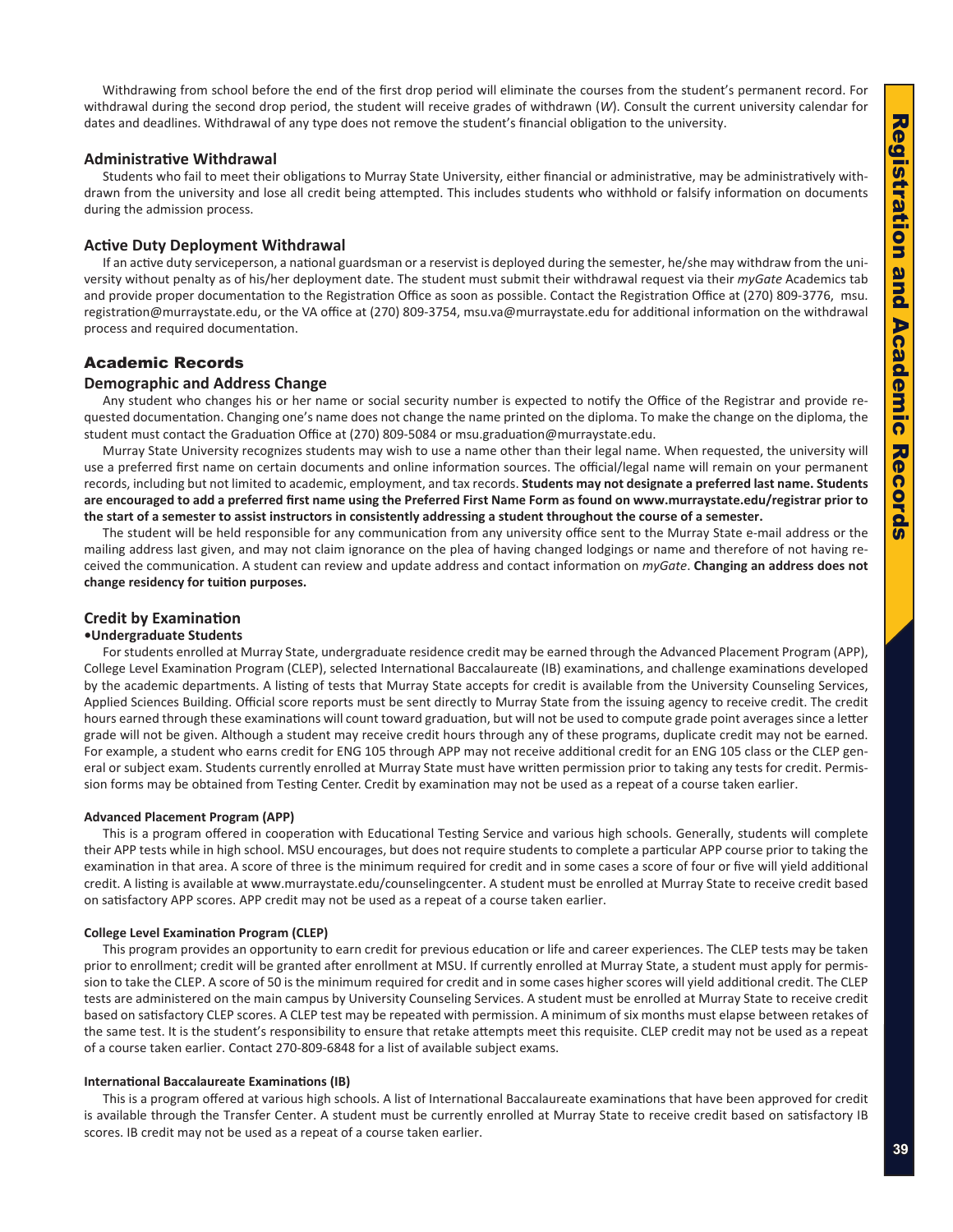Withdrawing from school before the end of the first drop period will eliminate the courses from the student's permanent record. For withdrawal during the second drop period, the student will receive grades of withdrawn (*W*). Consult the current university calendar for dates and deadlines. Withdrawal of any type does not remove the student's financial obligation to the university.

### Administrative Withdrawal

Students who fail to meet their obligations to Murray State University, either financial or administrative, may be administratively withdrawn from the university and lose all credit being attempted. This includes students who withhold or falsify information on documents during the admission process.

### Active Duty Deployment Withdrawal

If an active duty serviceperson, a national guardsman or a reservist is deployed during the semester, he/she may withdraw from the university without penalty as of his/her deployment date. The student must submit their withdrawal request via their *myGate* Academics tab and provide proper documentation to the Registration Office as soon as possible. Contact the Registration Office at (270) 809-3776, msu.registration@murraystate.edu, or the VA office at (270) 809-3754, msu.va@murraystate.edu for additional information on the withdrawal process and required documentation.

## Academic Records

### Demographic and Address Change

Any student who changes his or her name or social security number is expected to notify the Office of the Registrar and provide requested documentation. Changing one's name does not change the name printed on the diploma. To make the change on the diploma, the student must contact the Graduation Office at (270) 809-5084 or msu.graduation@murraystate.edu.

Murray State University recognizes students may wish to use a name other than their legal name. When requested, the university will use a preferred first name on certain documents and online information sources. The official/legal name will remain on your permanent records, including but not limited to academic, employment, and tax records. **Students may not designate a preferred last name. Students are encouraged to add a preferred first name using the Preferred First Name Form as found on www.murraystate.edu/registrar prior to the start of a semester to assist instructors in consistently addressing a student throughout the course of a semester.**

The student will be held responsible for any communication from any university office sent to the Murray State e-mail address or the mailing address last given, and may not claim ignorance on the plea of having changed lodgings or name and therefore of not having received the communication. A student can review and update address and contact information on *myGate*. **Changing an address does not change residency for tuition purposes.**

### Credit by Examination

**•Undergraduate Students**

For students enrolled at Murray State, undergraduate residence credit may be earned through the Advanced Placement Program (APP), College Level Examination Program (CLEP), selected International Baccalaureate (IB) examinations, and challenge examinations developed by the academic departments. A listing of tests that Murray State accepts for credit is available from the University Counseling Services, Applied Sciences Building. Official score reports must be sent directly to Murray State from the issuing agency to receive credit. The credit hours earned through these examinations will count toward graduation, but will not be used to compute grade point averages since a letter grade will not be given. Although a student may receive credit hours through any of these programs, duplicate credit may not be earned. For example, a student who earns credit for ENG 105 through APP may not receive additional credit for an ENG 105 class or the CLEP general or subject exam. Students currently enrolled at Murray State must have written permission prior to taking any tests for credit. Permission forms may be obtained from Testing Center. Credit by examination may not be used as a repeat of a course taken earlier.

#### Advanced Placement Program (APP)

This is a program offered in cooperation with Educational Testing Service and various high schools. Generally, students will complete their APP tests while in high school. MSU encourages, but does not require students to complete a particular APP course prior to taking the examination in that area. A score of three is the minimum required for credit and in some cases a score of four or five will yield additional credit. A listing is available at www.murraystate.edu/counselingcenter. A student must be enrolled at Murray State to receive credit based on satisfactory APP scores. APP credit may not be used as a repeat of a course taken earlier.

#### College Level Examination Program (CLEP)

This program provides an opportunity to earn credit for previous education or life and career experiences. The CLEP tests may be taken prior to enrollment; credit will be granted after enrollment at MSU. If currently enrolled at Murray State, a student must apply for permission to take the CLEP. A score of 50 is the minimum required for credit and in some cases higher scores will yield additional credit. The CLEP tests are administered on the main campus by University Counseling Services. A student must be enrolled at Murray State to receive credit based on satisfactory CLEP scores. A CLEP test may be repeated with permission. A minimum of six months must elapse between retakes of the same test. It is the student's responsibility to ensure that retake attempts meet this requisite. CLEP credit may not be used as a repeat of a course taken earlier. Contact 270-809-6848 for a list of available subject exams.

#### International Baccalaureate Examinations (IB)

This is a program offered at various high schools. A list of International Baccalaureate examinations that have been approved for credit is available through the Transfer Center. A student must be currently enrolled at Murray State to receive credit based on satisfactory IB scores. IB credit may not be used as a repeat of a course taken earlier.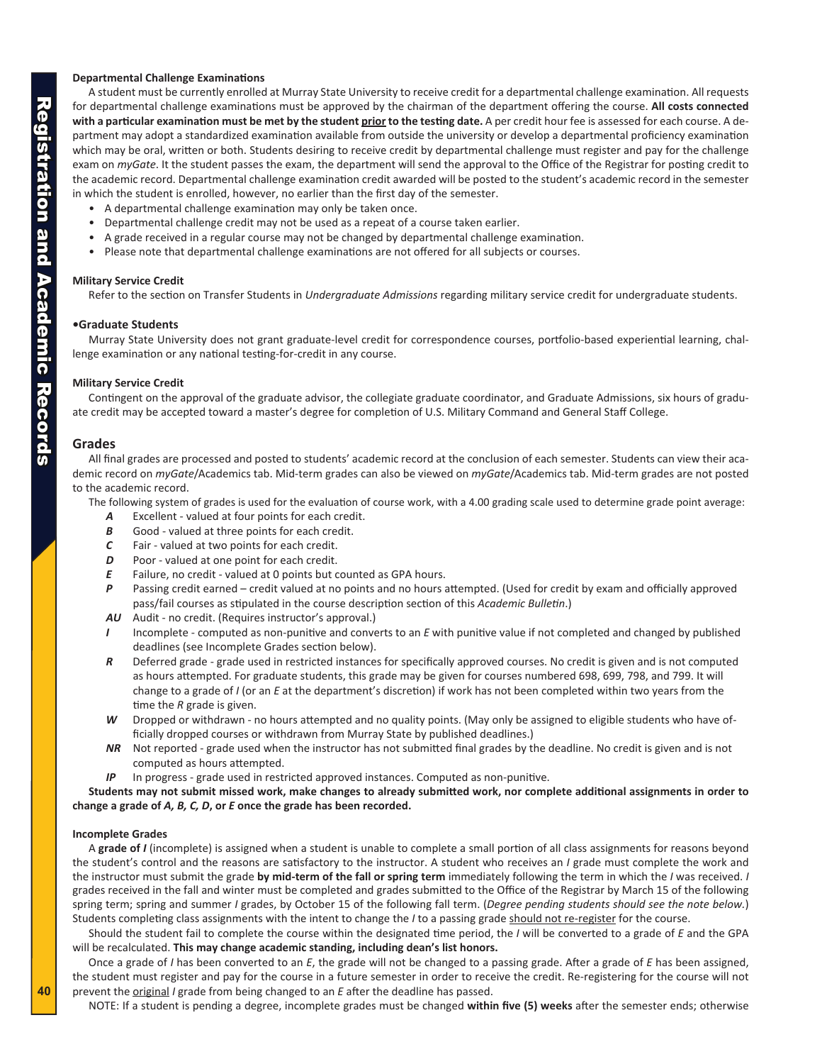#### Departmental Challenge Examinations

A student must be currently enrolled at Murray State University to receive credit for a departmental challenge examination. All requests for departmental challenge examinations must be approved by the chairman of the department offering the course. **All costs connected with a particular examination must be met by the student prior to the testing date.** A per credit hour fee is assessed for each course. A department may adopt a standardized examination available from outside the university or develop a departmental proficiency examination which may be oral, written or both. Students desiring to receive credit by departmental challenge must register and pay for the challenge exam on *myGate*. It the student passes the exam, the department will send the approval to the Office of the Registrar for posting credit to the academic record. Departmental challenge examination credit awarded will be posted to the student's academic record in the semester in which the student is enrolled, however, no earlier than the first day of the semester.

- A departmental challenge examination may only be taken once.
- Departmental challenge credit may not be used as a repeat of a course taken earlier.
- A grade received in a regular course may not be changed by departmental challenge examination.
- Please note that departmental challenge examinations are not offered for all subjects or courses.

#### Military Service Credit

Refer to the section on Transfer Students in *Undergraduate Admissions* regarding military service credit for undergraduate students.

#### •Graduate Students

Murray State University does not grant graduate-level credit for correspondence courses, portfolio-based experiential learning, challenge examination or any national testing-for-credit in any course.

#### Military Service Credit

Contingent on the approval of the graduate advisor, the collegiate graduate coordinator, and Graduate Admissions, six hours of graduate credit may be accepted toward a master's degree for completion of U.S. Military Command and General Staff College.

## Grades

All final grades are processed and posted to students' academic record at the conclusion of each semester. Students can view their academic record on *myGate*/Academics tab. Mid-term grades can also be viewed on *myGate*/Academics tab. Mid-term grades are not posted to the academic record.

The following system of grades is used for the evaluation of course work, with a 4.00 grading scale used to determine grade point average:

- ***A*** Excellent - valued at four points for each credit.
- ***B*** Good - valued at three points for each credit.
- ***C*** Fair - valued at two points for each credit.
- ***D*** Poor - valued at one point for each credit.
- ***E*** Failure, no credit - valued at 0 points but counted as GPA hours.
- ***P*** Passing credit earned – credit valued at no points and no hours attempted. (Used for credit by exam and officially approved pass/fail courses as stipulated in the course description section of this *Academic Bulletin*.)
- ***AU*** Audit - no credit. (Requires instructor's approval.)
- ***I*** Incomplete - computed as non-punitive and converts to an *E* with punitive value if not completed and changed by published deadlines (see Incomplete Grades section below).
- ***R*** Deferred grade - grade used in restricted instances for specifically approved courses. No credit is given and is not computed as hours attempted. For graduate students, this grade may be given for courses numbered 698, 699, 798, and 799. It will change to a grade of *I* (or an *E* at the department's discretion) if work has not been completed within two years from the time the *R* grade is given.
- ***W*** Dropped or withdrawn - no hours attempted and no quality points. (May only be assigned to eligible students who have officially dropped courses or withdrawn from Murray State by published deadlines.)
- ***NR*** Not reported - grade used when the instructor has not submitted final grades by the deadline. No credit is given and is not computed as hours attempted.
- ***IP*** In progress - grade used in restricted approved instances. Computed as non-punitive.

**Students may not submit missed work, make changes to already submitted work, nor complete additional assignments in order to change a grade of *A, B, C, D*, or *E* once the grade has been recorded.**

#### Incomplete Grades

A **grade of *I*** (incomplete) is assigned when a student is unable to complete a small portion of all class assignments for reasons beyond the student's control and the reasons are satisfactory to the instructor. A student who receives an *I* grade must complete the work and the instructor must submit the grade **by mid-term of the fall or spring term** immediately following the term in which the *I* was received. *I* grades received in the fall and winter must be completed and grades submitted to the Office of the Registrar by March 15 of the following spring term; spring and summer *I* grades, by October 15 of the following fall term. (*Degree pending students should see the note below.*) Students completing class assignments with the intent to change the *I* to a passing grade should not re-register for the course.

Should the student fail to complete the course within the designated time period, the *I* will be converted to a grade of *E* and the GPA will be recalculated. **This may change academic standing, including dean's list honors.**

Once a grade of *I* has been converted to an *E*, the grade will not be changed to a passing grade. After a grade of *E* has been assigned, the student must register and pay for the course in a future semester in order to receive the credit. Re-registering for the course will not prevent the original *I* grade from being changed to an *E* after the deadline has passed.

NOTE: If a student is pending a degree, incomplete grades must be changed **within five (5) weeks** after the semester ends; otherwise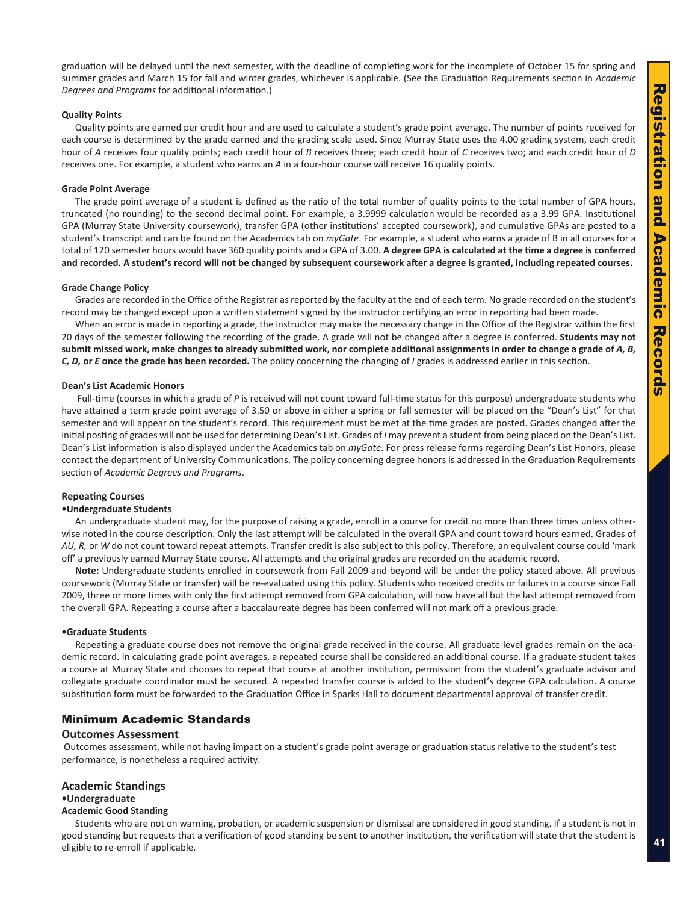graduation will be delayed until the next semester, with the deadline of completing work for the incomplete of October 15 for spring and summer grades and March 15 for fall and winter grades, whichever is applicable. (See the Graduation Requirements section in *Academic Degrees and Programs* for additional information.)

#### Quality Points

Quality points are earned per credit hour and are used to calculate a student's grade point average. The number of points received for each course is determined by the grade earned and the grading scale used. Since Murray State uses the 4.00 grading system, each credit hour of *A* receives four quality points; each credit hour of *B* receives three; each credit hour of *C* receives two; and each credit hour of *D* receives one. For example, a student who earns an *A* in a four-hour course will receive 16 quality points.

#### Grade Point Average

The grade point average of a student is defined as the ratio of the total number of quality points to the total number of GPA hours, truncated (no rounding) to the second decimal point. For example, a 3.9999 calculation would be recorded as a 3.99 GPA. Institutional GPA (Murray State University coursework), transfer GPA (other institutions' accepted coursework), and cumulative GPAs are posted to a student's transcript and can be found on the Academics tab on *myGate*. For example, a student who earns a grade of B in all courses for a total of 120 semester hours would have 360 quality points and a GPA of 3.00. **A degree GPA is calculated at the time a degree is conferred and recorded. A student's record will not be changed by subsequent coursework after a degree is granted, including repeated courses.**

#### Grade Change Policy

Grades are recorded in the Office of the Registrar as reported by the faculty at the end of each term. No grade recorded on the student's record may be changed except upon a written statement signed by the instructor certifying an error in reporting had been made.

When an error is made in reporting a grade, the instructor may make the necessary change in the Office of the Registrar within the first 20 days of the semester following the recording of the grade. A grade will not be changed after a degree is conferred. **Students may not submit missed work, make changes to already submitted work, nor complete additional assignments in order to change a grade of *A, B, C, D,* or *E* once the grade has been recorded.** The policy concerning the changing of *I* grades is addressed earlier in this section.

#### Dean's List Academic Honors

Full-time (courses in which a grade of *P* is received will not count toward full-time status for this purpose) undergraduate students who have attained a term grade point average of 3.50 or above in either a spring or fall semester will be placed on the "Dean's List" for that semester and will appear on the student's record. This requirement must be met at the time grades are posted. Grades changed after the initial posting of grades will not be used for determining Dean's List. Grades of *I* may prevent a student from being placed on the Dean's List. Dean's List information is also displayed under the Academics tab on *myGate*. For press release forms regarding Dean's List Honors, please contact the department of University Communications. The policy concerning degree honors is addressed in the Graduation Requirements section of *Academic Degrees and Programs*.

#### Repeating Courses

**•Undergraduate Students**

An undergraduate student may, for the purpose of raising a grade, enroll in a course for credit no more than three times unless otherwise noted in the course description. Only the last attempt will be calculated in the overall GPA and count toward hours earned. Grades of *AU, R,* or *W* do not count toward repeat attempts. Transfer credit is also subject to this policy. Therefore, an equivalent course could 'mark off' a previously earned Murray State course. All attempts and the original grades are recorded on the academic record.

**Note:** Undergraduate students enrolled in coursework from Fall 2009 and beyond will be under the policy stated above. All previous coursework (Murray State or transfer) will be re-evaluated using this policy. Students who received credits or failures in a course since Fall 2009, three or more times with only the first attempt removed from GPA calculation, will now have all but the last attempt removed from the overall GPA. Repeating a course after a baccalaureate degree has been conferred will not mark off a previous grade.

**•Graduate Students**

Repeating a graduate course does not remove the original grade received in the course. All graduate level grades remain on the academic record. In calculating grade point averages, a repeated course shall be considered an additional course. If a graduate student takes a course at Murray State and chooses to repeat that course at another institution, permission from the student's graduate advisor and collegiate graduate coordinator must be secured. A repeated transfer course is added to the student's degree GPA calculation. A course substitution form must be forwarded to the Graduation Office in Sparks Hall to document departmental approval of transfer credit.

## Minimum Academic Standards

### Outcomes Assessment

Outcomes assessment, while not having impact on a student's grade point average or graduation status relative to the student's test performance, is nonetheless a required activity.

### Academic Standings

**•Undergraduate**

**Academic Good Standing**

Students who are not on warning, probation, or academic suspension or dismissal are considered in good standing. If a student is not in good standing but requests that a verification of good standing be sent to another institution, the verification will state that the student is eligible to re-enroll if applicable.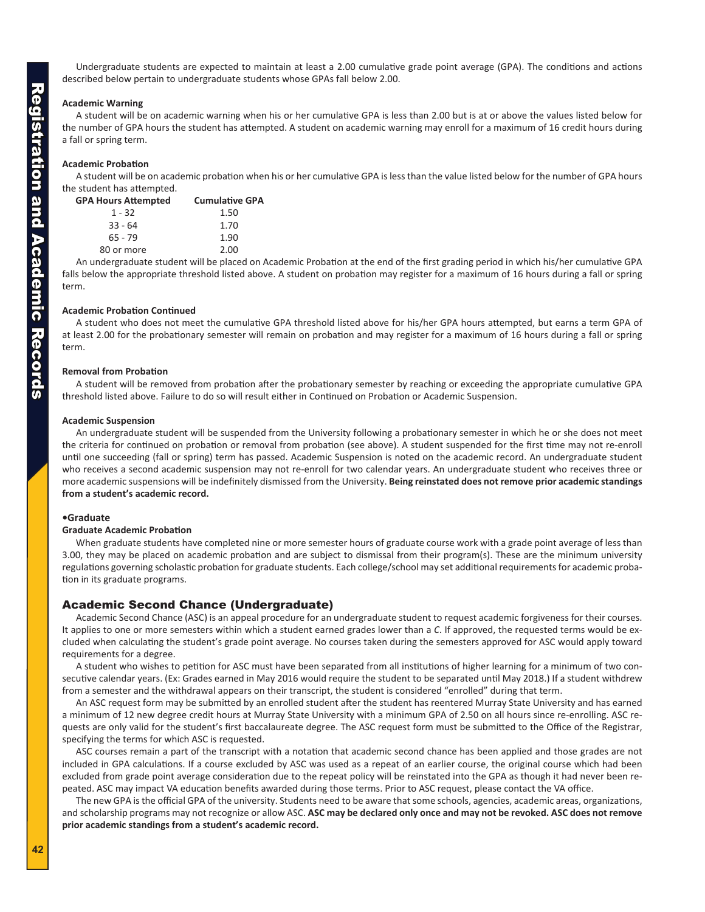Undergraduate students are expected to maintain at least a 2.00 cumulative grade point average (GPA). The conditions and actions described below pertain to undergraduate students whose GPAs fall below 2.00.

**Academic Warning**

A student will be on academic warning when his or her cumulative GPA is less than 2.00 but is at or above the values listed below for the number of GPA hours the student has attempted. A student on academic warning may enroll for a maximum of 16 credit hours during a fall or spring term.

**Academic Probation**

A student will be on academic probation when his or her cumulative GPA is less than the value listed below for the number of GPA hours the student has attempted.

| GPA Hours Attempted | Cumulative GPA |
|---|---|
| 1 - 32 | 1.50 |
| 33 - 64 | 1.70 |
| 65 - 79 | 1.90 |
| 80 or more | 2.00 |

An undergraduate student will be placed on Academic Probation at the end of the first grading period in which his/her cumulative GPA falls below the appropriate threshold listed above. A student on probation may register for a maximum of 16 hours during a fall or spring term.

**Academic Probation Continued**

A student who does not meet the cumulative GPA threshold listed above for his/her GPA hours attempted, but earns a term GPA of at least 2.00 for the probationary semester will remain on probation and may register for a maximum of 16 hours during a fall or spring term.

**Removal from Probation**

A student will be removed from probation after the probationary semester by reaching or exceeding the appropriate cumulative GPA threshold listed above. Failure to do so will result either in Continued on Probation or Academic Suspension.

**Academic Suspension**

An undergraduate student will be suspended from the University following a probationary semester in which he or she does not meet the criteria for continued on probation or removal from probation (see above). A student suspended for the first time may not re-enroll until one succeeding (fall or spring) term has passed. Academic Suspension is noted on the academic record. An undergraduate student who receives a second academic suspension may not re-enroll for two calendar years. An undergraduate student who receives three or more academic suspensions will be indefinitely dismissed from the University. **Being reinstated does not remove prior academic standings from a student's academic record.**

**•Graduate**

**Graduate Academic Probation**

When graduate students have completed nine or more semester hours of graduate course work with a grade point average of less than 3.00, they may be placed on academic probation and are subject to dismissal from their program(s). These are the minimum university regulations governing scholastic probation for graduate students. Each college/school may set additional requirements for academic probation in its graduate programs.

## Academic Second Chance (Undergraduate)

Academic Second Chance (ASC) is an appeal procedure for an undergraduate student to request academic forgiveness for their courses. It applies to one or more semesters within which a student earned grades lower than a *C*. If approved, the requested terms would be excluded when calculating the student's grade point average. No courses taken during the semesters approved for ASC would apply toward requirements for a degree.

A student who wishes to petition for ASC must have been separated from all institutions of higher learning for a minimum of two consecutive calendar years. (Ex: Grades earned in May 2016 would require the student to be separated until May 2018.) If a student withdrew from a semester and the withdrawal appears on their transcript, the student is considered "enrolled" during that term.

An ASC request form may be submitted by an enrolled student after the student has reentered Murray State University and has earned a minimum of 12 new degree credit hours at Murray State University with a minimum GPA of 2.50 on all hours since re-enrolling. ASC requests are only valid for the student's first baccalaureate degree. The ASC request form must be submitted to the Office of the Registrar, specifying the terms for which ASC is requested.

ASC courses remain a part of the transcript with a notation that academic second chance has been applied and those grades are not included in GPA calculations. If a course excluded by ASC was used as a repeat of an earlier course, the original course which had been excluded from grade point average consideration due to the repeat policy will be reinstated into the GPA as though it had never been repeated. ASC may impact VA education benefits awarded during those terms. Prior to ASC request, please contact the VA office.

The new GPA is the official GPA of the university. Students need to be aware that some schools, agencies, academic areas, organizations, and scholarship programs may not recognize or allow ASC. **ASC may be declared only once and may not be revoked. ASC does not remove prior academic standings from a student's academic record.**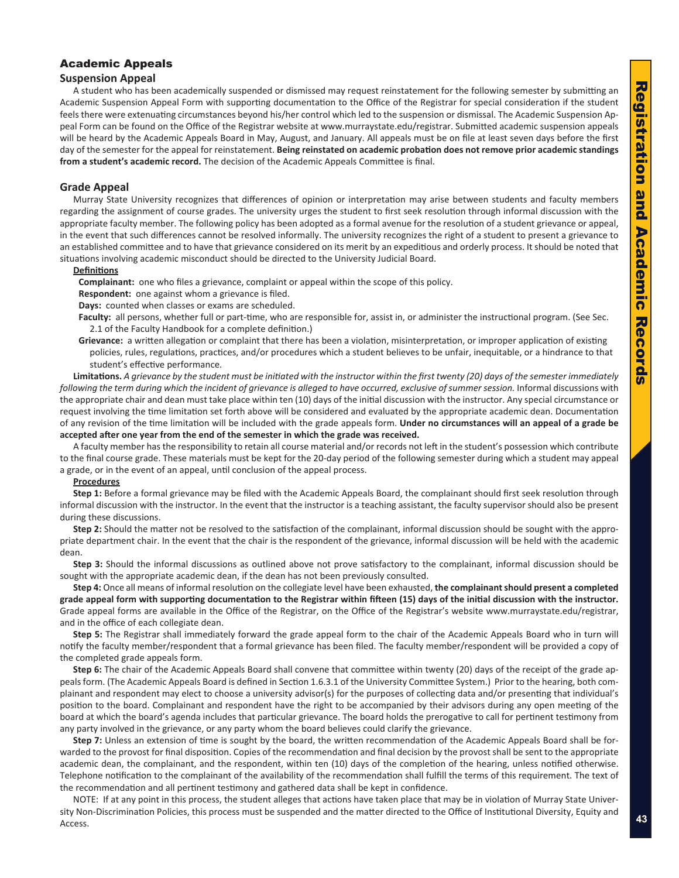## Academic Appeals

### Suspension Appeal

A student who has been academically suspended or dismissed may request reinstatement for the following semester by submitting an Academic Suspension Appeal Form with supporting documentation to the Office of the Registrar for special consideration if the student feels there were extenuating circumstances beyond his/her control which led to the suspension or dismissal. The Academic Suspension Appeal Form can be found on the Office of the Registrar website at www.murraystate.edu/registrar. Submitted academic suspension appeals will be heard by the Academic Appeals Board in May, August, and January. All appeals must be on file at least seven days before the first day of the semester for the appeal for reinstatement. **Being reinstated on academic probation does not remove prior academic standings from a student's academic record.** The decision of the Academic Appeals Committee is final.

### Grade Appeal

Murray State University recognizes that differences of opinion or interpretation may arise between students and faculty members regarding the assignment of course grades. The university urges the student to first seek resolution through informal discussion with the appropriate faculty member. The following policy has been adopted as a formal avenue for the resolution of a student grievance or appeal, in the event that such differences cannot be resolved informally. The university recognizes the right of a student to present a grievance to an established committee and to have that grievance considered on its merit by an expeditious and orderly process. It should be noted that situations involving academic misconduct should be directed to the University Judicial Board.

**Definitions**

**Complainant:** one who files a grievance, complaint or appeal within the scope of this policy.

**Respondent:** one against whom a grievance is filed.

**Days:** counted when classes or exams are scheduled.

**Faculty:** all persons, whether full or part-time, who are responsible for, assist in, or administer the instructional program. (See Sec. 2.1 of the Faculty Handbook for a complete definition.)

**Grievance:** a written allegation or complaint that there has been a violation, misinterpretation, or improper application of existing policies, rules, regulations, practices, and/or procedures which a student believes to be unfair, inequitable, or a hindrance to that student's effective performance.

**Limitations.** *A grievance by the student must be initiated with the instructor within the first twenty (20) days of the semester immediately following the term during which the incident of grievance is alleged to have occurred, exclusive of summer session.* Informal discussions with the appropriate chair and dean must take place within ten (10) days of the initial discussion with the instructor. Any special circumstance or request involving the time limitation set forth above will be considered and evaluated by the appropriate academic dean. Documentation of any revision of the time limitation will be included with the grade appeals form. **Under no circumstances will an appeal of a grade be accepted after one year from the end of the semester in which the grade was received.**

A faculty member has the responsibility to retain all course material and/or records not left in the student's possession which contribute to the final course grade. These materials must be kept for the 20-day period of the following semester during which a student may appeal a grade, or in the event of an appeal, until conclusion of the appeal process.

**Procedures**

**Step 1:** Before a formal grievance may be filed with the Academic Appeals Board, the complainant should first seek resolution through informal discussion with the instructor. In the event that the instructor is a teaching assistant, the faculty supervisor should also be present during these discussions.

**Step 2:** Should the matter not be resolved to the satisfaction of the complainant, informal discussion should be sought with the appropriate department chair. In the event that the chair is the respondent of the grievance, informal discussion will be held with the academic dean.

**Step 3:** Should the informal discussions as outlined above not prove satisfactory to the complainant, informal discussion should be sought with the appropriate academic dean, if the dean has not been previously consulted.

**Step 4:** Once all means of informal resolution on the collegiate level have been exhausted, **the complainant should present a completed grade appeal form with supporting documentation to the Registrar within fifteen (15) days of the initial discussion with the instructor.** Grade appeal forms are available in the Office of the Registrar, on the Office of the Registrar's website www.murraystate.edu/registrar, and in the office of each collegiate dean.

**Step 5:** The Registrar shall immediately forward the grade appeal form to the chair of the Academic Appeals Board who in turn will notify the faculty member/respondent that a formal grievance has been filed. The faculty member/respondent will be provided a copy of the completed grade appeals form.

**Step 6:** The chair of the Academic Appeals Board shall convene that committee within twenty (20) days of the receipt of the grade appeals form. (The Academic Appeals Board is defined in Section 1.6.3.1 of the University Committee System.) Prior to the hearing, both complainant and respondent may elect to choose a university advisor(s) for the purposes of collecting data and/or presenting that individual's position to the board. Complainant and respondent have the right to be accompanied by their advisors during any open meeting of the board at which the board's agenda includes that particular grievance. The board holds the prerogative to call for pertinent testimony from any party involved in the grievance, or any party whom the board believes could clarify the grievance.

**Step 7:** Unless an extension of time is sought by the board, the written recommendation of the Academic Appeals Board shall be forwarded to the provost for final disposition. Copies of the recommendation and final decision by the provost shall be sent to the appropriate academic dean, the complainant, and the respondent, within ten (10) days of the completion of the hearing, unless notified otherwise. Telephone notification to the complainant of the availability of the recommendation shall fulfill the terms of this requirement. The text of the recommendation and all pertinent testimony and gathered data shall be kept in confidence.

NOTE: If at any point in this process, the student alleges that actions have taken place that may be in violation of Murray State University Non-Discrimination Policies, this process must be suspended and the matter directed to the Office of Institutional Diversity, Equity and Access.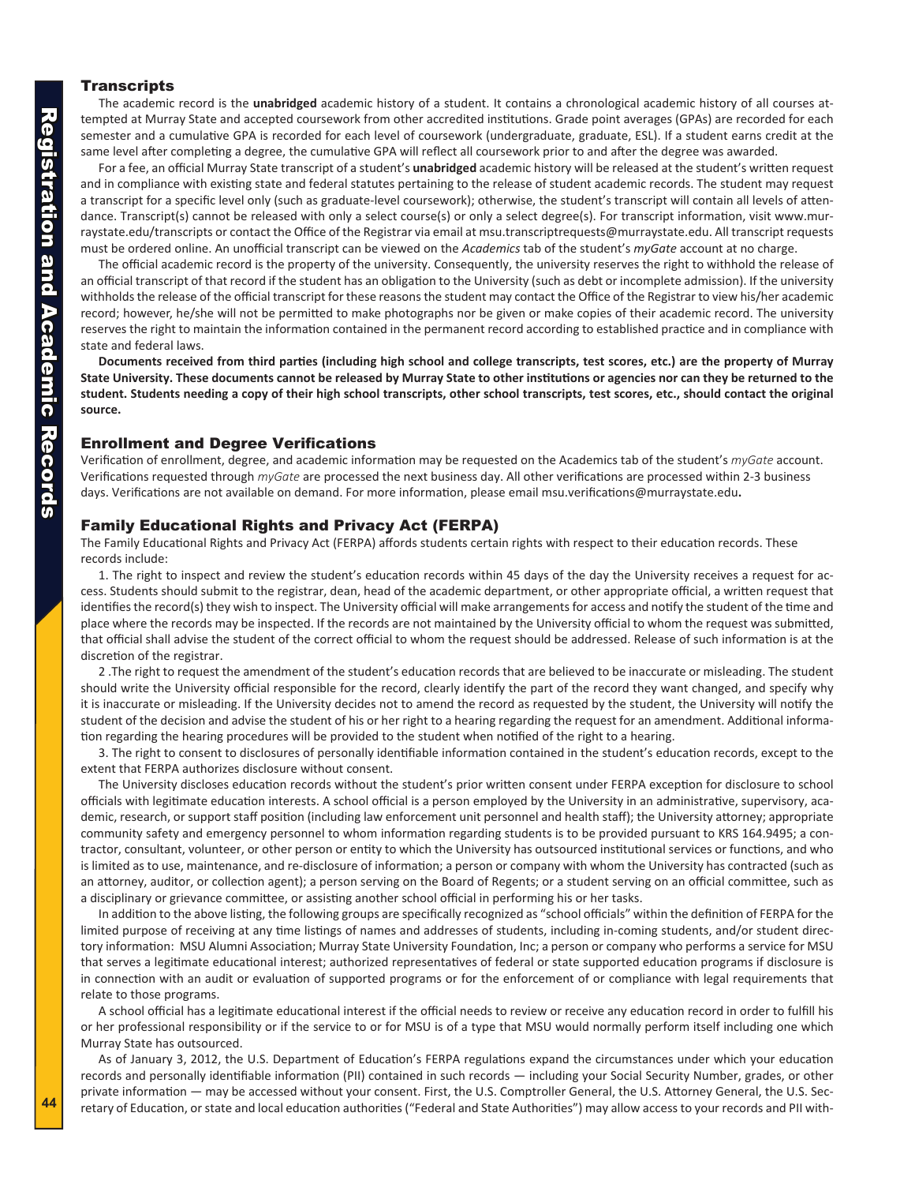## Transcripts

The academic record is the **unabridged** academic history of a student. It contains a chronological academic history of all courses attempted at Murray State and accepted coursework from other accredited institutions. Grade point averages (GPAs) are recorded for each semester and a cumulative GPA is recorded for each level of coursework (undergraduate, graduate, ESL). If a student earns credit at the same level after completing a degree, the cumulative GPA will reflect all coursework prior to and after the degree was awarded.

For a fee, an official Murray State transcript of a student's **unabridged** academic history will be released at the student's written request and in compliance with existing state and federal statutes pertaining to the release of student academic records. The student may request a transcript for a specific level only (such as graduate-level coursework); otherwise, the student's transcript will contain all levels of attendance. Transcript(s) cannot be released with only a select course(s) or only a select degree(s). For transcript information, visit www.murraystate.edu/transcripts or contact the Office of the Registrar via email at msu.transcriptrequests@murraystate.edu. All transcript requests must be ordered online. An unofficial transcript can be viewed on the *Academics* tab of the student's *myGate* account at no charge.

The official academic record is the property of the university. Consequently, the university reserves the right to withhold the release of an official transcript of that record if the student has an obligation to the University (such as debt or incomplete admission). If the university withholds the release of the official transcript for these reasons the student may contact the Office of the Registrar to view his/her academic record; however, he/she will not be permitted to make photographs nor be given or make copies of their academic record. The university reserves the right to maintain the information contained in the permanent record according to established practice and in compliance with state and federal laws.

**Documents received from third parties (including high school and college transcripts, test scores, etc.) are the property of Murray State University. These documents cannot be released by Murray State to other institutions or agencies nor can they be returned to the student. Students needing a copy of their high school transcripts, other school transcripts, test scores, etc., should contact the original source.**

## Enrollment and Degree Verifications

Verification of enrollment, degree, and academic information may be requested on the Academics tab of the student's *myGate* account. Verifications requested through *myGate* are processed the next business day. All other verifications are processed within 2-3 business days. Verifications are not available on demand. For more information, please email msu.verifications@murraystate.edu**.**

## Family Educational Rights and Privacy Act (FERPA)

The Family Educational Rights and Privacy Act (FERPA) affords students certain rights with respect to their education records. These records include:

1. The right to inspect and review the student's education records within 45 days of the day the University receives a request for access. Students should submit to the registrar, dean, head of the academic department, or other appropriate official, a written request that identifies the record(s) they wish to inspect. The University official will make arrangements for access and notify the student of the time and place where the records may be inspected. If the records are not maintained by the University official to whom the request was submitted, that official shall advise the student of the correct official to whom the request should be addressed. Release of such information is at the discretion of the registrar.

2 .The right to request the amendment of the student's education records that are believed to be inaccurate or misleading. The student should write the University official responsible for the record, clearly identify the part of the record they want changed, and specify why it is inaccurate or misleading. If the University decides not to amend the record as requested by the student, the University will notify the student of the decision and advise the student of his or her right to a hearing regarding the request for an amendment. Additional information regarding the hearing procedures will be provided to the student when notified of the right to a hearing.

3. The right to consent to disclosures of personally identifiable information contained in the student's education records, except to the extent that FERPA authorizes disclosure without consent.

The University discloses education records without the student's prior written consent under FERPA exception for disclosure to school officials with legitimate education interests. A school official is a person employed by the University in an administrative, supervisory, academic, research, or support staff position (including law enforcement unit personnel and health staff); the University attorney; appropriate community safety and emergency personnel to whom information regarding students is to be provided pursuant to KRS 164.9495; a contractor, consultant, volunteer, or other person or entity to which the University has outsourced institutional services or functions, and who is limited as to use, maintenance, and re-disclosure of information; a person or company with whom the University has contracted (such as an attorney, auditor, or collection agent); a person serving on the Board of Regents; or a student serving on an official committee, such as a disciplinary or grievance committee, or assisting another school official in performing his or her tasks.

In addition to the above listing, the following groups are specifically recognized as "school officials" within the definition of FERPA for the limited purpose of receiving at any time listings of names and addresses of students, including in-coming students, and/or student directory information: MSU Alumni Association; Murray State University Foundation, Inc; a person or company who performs a service for MSU that serves a legitimate educational interest; authorized representatives of federal or state supported education programs if disclosure is in connection with an audit or evaluation of supported programs or for the enforcement of or compliance with legal requirements that relate to those programs.

A school official has a legitimate educational interest if the official needs to review or receive any education record in order to fulfill his or her professional responsibility or if the service to or for MSU is of a type that MSU would normally perform itself including one which Murray State has outsourced.

As of January 3, 2012, the U.S. Department of Education's FERPA regulations expand the circumstances under which your education records and personally identifiable information (PII) contained in such records — including your Social Security Number, grades, or other private information — may be accessed without your consent. First, the U.S. Comptroller General, the U.S. Attorney General, the U.S. Secretary of Education, or state and local education authorities ("Federal and State Authorities") may allow access to your records and PII with-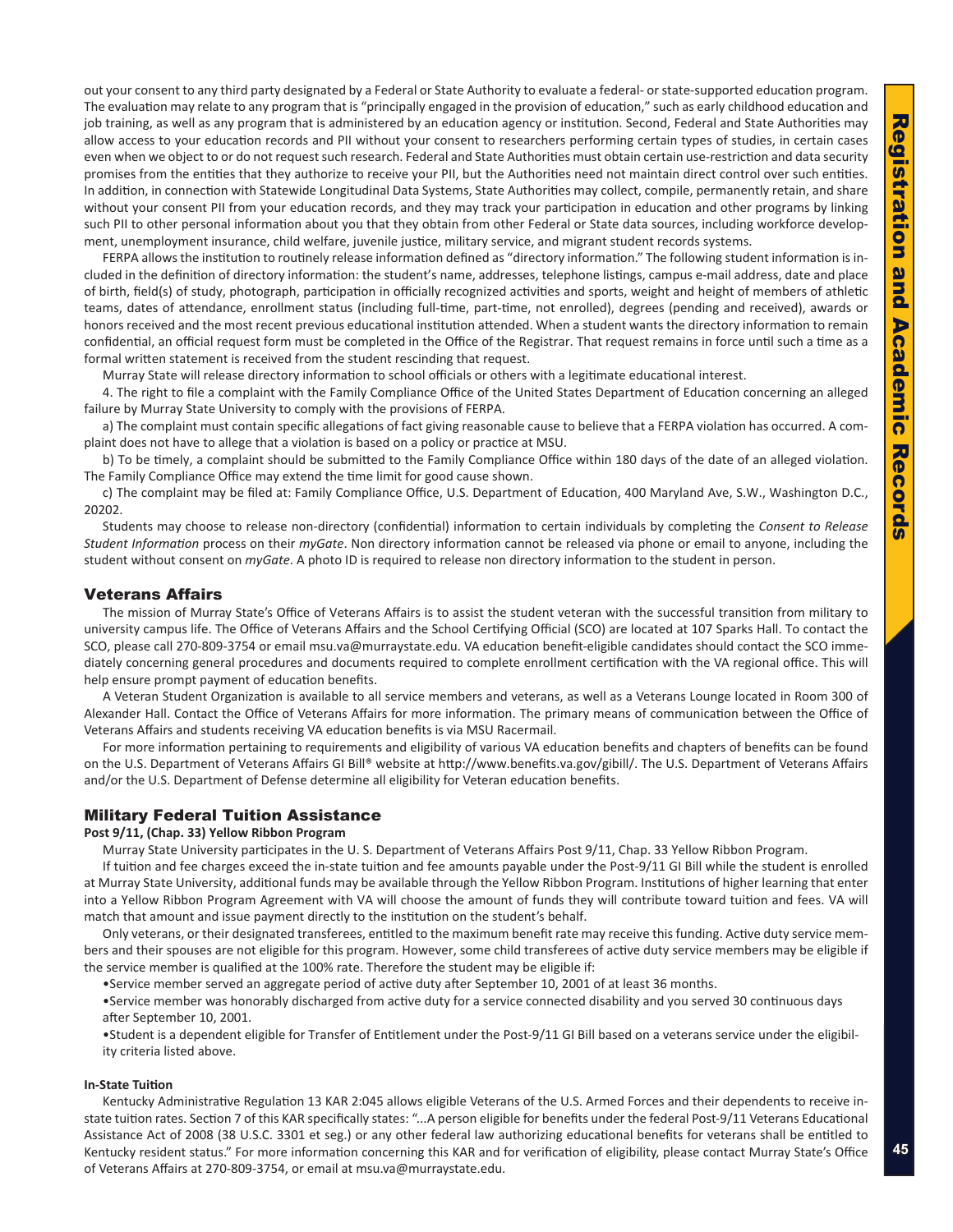out your consent to any third party designated by a Federal or State Authority to evaluate a federal- or state-supported education program. The evaluation may relate to any program that is "principally engaged in the provision of education," such as early childhood education and job training, as well as any program that is administered by an education agency or institution. Second, Federal and State Authorities may allow access to your education records and PII without your consent to researchers performing certain types of studies, in certain cases even when we object to or do not request such research. Federal and State Authorities must obtain certain use-restriction and data security promises from the entities that they authorize to receive your PII, but the Authorities need not maintain direct control over such entities. In addition, in connection with Statewide Longitudinal Data Systems, State Authorities may collect, compile, permanently retain, and share without your consent PII from your education records, and they may track your participation in education and other programs by linking such PII to other personal information about you that they obtain from other Federal or State data sources, including workforce development, unemployment insurance, child welfare, juvenile justice, military service, and migrant student records systems.

FERPA allows the institution to routinely release information defined as "directory information." The following student information is included in the definition of directory information: the student's name, addresses, telephone listings, campus e-mail address, date and place of birth, field(s) of study, photograph, participation in officially recognized activities and sports, weight and height of members of athletic teams, dates of attendance, enrollment status (including full-time, part-time, not enrolled), degrees (pending and received), awards or honors received and the most recent previous educational institution attended. When a student wants the directory information to remain confidential, an official request form must be completed in the Office of the Registrar. That request remains in force until such a time as a formal written statement is received from the student rescinding that request.

Murray State will release directory information to school officials or others with a legitimate educational interest.

4. The right to file a complaint with the Family Compliance Office of the United States Department of Education concerning an alleged failure by Murray State University to comply with the provisions of FERPA.

a) The complaint must contain specific allegations of fact giving reasonable cause to believe that a FERPA violation has occurred. A complaint does not have to allege that a violation is based on a policy or practice at MSU.

b) To be timely, a complaint should be submitted to the Family Compliance Office within 180 days of the date of an alleged violation. The Family Compliance Office may extend the time limit for good cause shown.

c) The complaint may be filed at: Family Compliance Office, U.S. Department of Education, 400 Maryland Ave, S.W., Washington D.C., 20202.

Students may choose to release non-directory (confidential) information to certain individuals by completing the *Consent to Release Student Information* process on their *myGate*. Non directory information cannot be released via phone or email to anyone, including the student without consent on *myGate*. A photo ID is required to release non directory information to the student in person.

## Veterans Affairs

The mission of Murray State's Office of Veterans Affairs is to assist the student veteran with the successful transition from military to university campus life. The Office of Veterans Affairs and the School Certifying Official (SCO) are located at 107 Sparks Hall. To contact the SCO, please call 270-809-3754 or email msu.va@murraystate.edu. VA education benefit-eligible candidates should contact the SCO immediately concerning general procedures and documents required to complete enrollment certification with the VA regional office. This will help ensure prompt payment of education benefits.

A Veteran Student Organization is available to all service members and veterans, as well as a Veterans Lounge located in Room 300 of Alexander Hall. Contact the Office of Veterans Affairs for more information. The primary means of communication between the Office of Veterans Affairs and students receiving VA education benefits is via MSU Racermail.

For more information pertaining to requirements and eligibility of various VA education benefits and chapters of benefits can be found on the U.S. Department of Veterans Affairs GI Bill® website at http://www.benefits.va.gov/gibill/. The U.S. Department of Veterans Affairs and/or the U.S. Department of Defense determine all eligibility for Veteran education benefits.

## Military Federal Tuition Assistance

**Post 9/11, (Chap. 33) Yellow Ribbon Program**

Murray State University participates in the U. S. Department of Veterans Affairs Post 9/11, Chap. 33 Yellow Ribbon Program.

If tuition and fee charges exceed the in-state tuition and fee amounts payable under the Post-9/11 GI Bill while the student is enrolled at Murray State University, additional funds may be available through the Yellow Ribbon Program. Institutions of higher learning that enter into a Yellow Ribbon Program Agreement with VA will choose the amount of funds they will contribute toward tuition and fees. VA will match that amount and issue payment directly to the institution on the student's behalf.

Only veterans, or their designated transferees, entitled to the maximum benefit rate may receive this funding. Active duty service members and their spouses are not eligible for this program. However, some child transferees of active duty service members may be eligible if the service member is qualified at the 100% rate. Therefore the student may be eligible if:

- Service member served an aggregate period of active duty after September 10, 2001 of at least 36 months.
- Service member was honorably discharged from active duty for a service connected disability and you served 30 continuous days after September 10, 2001.
- Student is a dependent eligible for Transfer of Entitlement under the Post-9/11 GI Bill based on a veterans service under the eligibility criteria listed above.

**In-State Tuition**

Kentucky Administrative Regulation 13 KAR 2:045 allows eligible Veterans of the U.S. Armed Forces and their dependents to receive in-state tuition rates. Section 7 of this KAR specifically states: "...A person eligible for benefits under the federal Post-9/11 Veterans Educational Assistance Act of 2008 (38 U.S.C. 3301 et seq.) or any other federal law authorizing educational benefits for veterans shall be entitled to Kentucky resident status." For more information concerning this KAR and for verification of eligibility, please contact Murray State's Office of Veterans Affairs at 270-809-3754, or email at msu.va@murraystate.edu.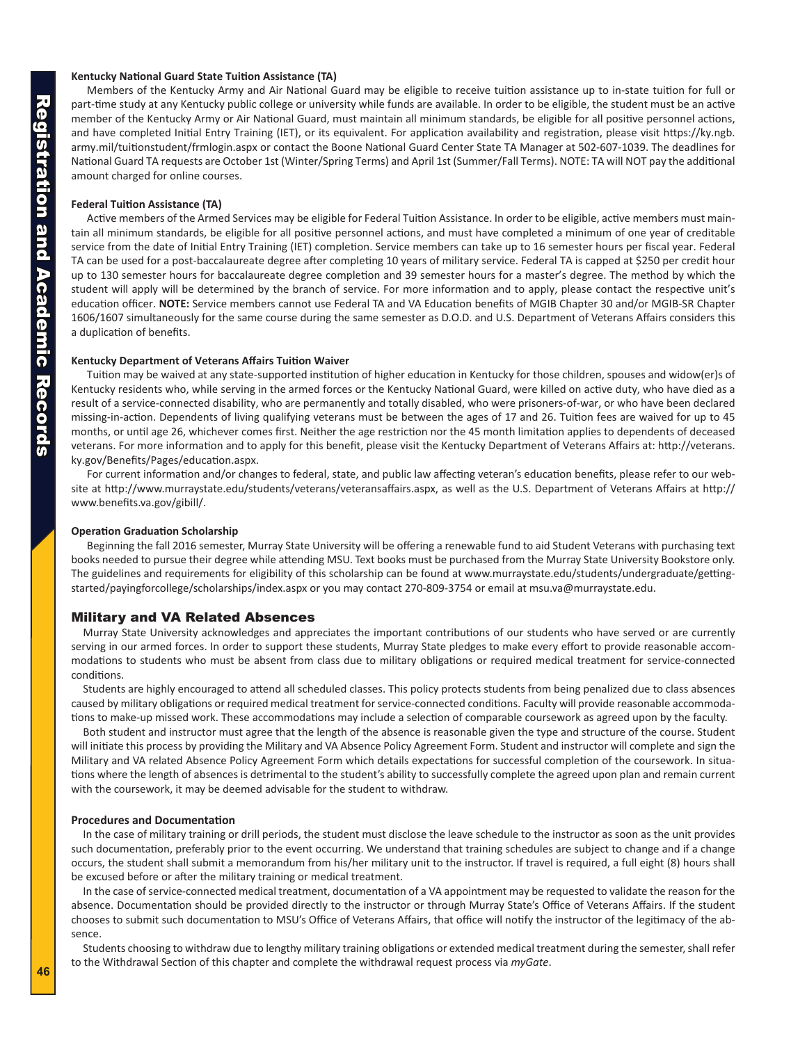#### Kentucky National Guard State Tuition Assistance (TA)

Members of the Kentucky Army and Air National Guard may be eligible to receive tuition assistance up to in-state tuition for full or part-time study at any Kentucky public college or university while funds are available. In order to be eligible, the student must be an active member of the Kentucky Army or Air National Guard, must maintain all minimum standards, be eligible for all positive personnel actions, and have completed Initial Entry Training (IET), or its equivalent. For application availability and registration, please visit https://ky.ngb.army.mil/tuitionstudent/frmlogin.aspx or contact the Boone National Guard Center State TA Manager at 502-607-1039. The deadlines for National Guard TA requests are October 1st (Winter/Spring Terms) and April 1st (Summer/Fall Terms). NOTE: TA will NOT pay the additional amount charged for online courses.

#### Federal Tuition Assistance (TA)

Active members of the Armed Services may be eligible for Federal Tuition Assistance. In order to be eligible, active members must maintain all minimum standards, be eligible for all positive personnel actions, and must have completed a minimum of one year of creditable service from the date of Initial Entry Training (IET) completion. Service members can take up to 16 semester hours per fiscal year. Federal TA can be used for a post-baccalaureate degree after completing 10 years of military service. Federal TA is capped at $250 per credit hour up to 130 semester hours for baccalaureate degree completion and 39 semester hours for a master's degree. The method by which the student will apply will be determined by the branch of service. For more information and to apply, please contact the respective unit's education officer. **NOTE:** Service members cannot use Federal TA and VA Education benefits of MGIB Chapter 30 and/or MGIB-SR Chapter 1606/1607 simultaneously for the same course during the same semester as D.O.D. and U.S. Department of Veterans Affairs considers this a duplication of benefits.

#### Kentucky Department of Veterans Affairs Tuition Waiver

Tuition may be waived at any state-supported institution of higher education in Kentucky for those children, spouses and widow(er)s of Kentucky residents who, while serving in the armed forces or the Kentucky National Guard, were killed on active duty, who have died as a result of a service-connected disability, who are permanently and totally disabled, who were prisoners-of-war, or who have been declared missing-in-action. Dependents of living qualifying veterans must be between the ages of 17 and 26. Tuition fees are waived for up to 45 months, or until age 26, whichever comes first. Neither the age restriction nor the 45 month limitation applies to dependents of deceased veterans. For more information and to apply for this benefit, please visit the Kentucky Department of Veterans Affairs at: http://veterans.ky.gov/Benefits/Pages/education.aspx.

For current information and/or changes to federal, state, and public law affecting veteran's education benefits, please refer to our website at http://www.murraystate.edu/students/veterans/veteransaffairs.aspx, as well as the U.S. Department of Veterans Affairs at http://www.benefits.va.gov/gibill/.

#### Operation Graduation Scholarship

Beginning the fall 2016 semester, Murray State University will be offering a renewable fund to aid Student Veterans with purchasing text books needed to pursue their degree while attending MSU. Text books must be purchased from the Murray State University Bookstore only. The guidelines and requirements for eligibility of this scholarship can be found at www.murraystate.edu/students/undergraduate/getting-started/payingforcollege/scholarships/index.aspx or you may contact 270-809-3754 or email at msu.va@murraystate.edu.

### Military and VA Related Absences

Murray State University acknowledges and appreciates the important contributions of our students who have served or are currently serving in our armed forces. In order to support these students, Murray State pledges to make every effort to provide reasonable accommodations to students who must be absent from class due to military obligations or required medical treatment for service-connected conditions.

Students are highly encouraged to attend all scheduled classes. This policy protects students from being penalized due to class absences caused by military obligations or required medical treatment for service-connected conditions. Faculty will provide reasonable accommodations to make-up missed work. These accommodations may include a selection of comparable coursework as agreed upon by the faculty.

Both student and instructor must agree that the length of the absence is reasonable given the type and structure of the course. Student will initiate this process by providing the Military and VA Absence Policy Agreement Form. Student and instructor will complete and sign the Military and VA related Absence Policy Agreement Form which details expectations for successful completion of the coursework. In situations where the length of absences is detrimental to the student's ability to successfully complete the agreed upon plan and remain current with the coursework, it may be deemed advisable for the student to withdraw.

#### Procedures and Documentation

In the case of military training or drill periods, the student must disclose the leave schedule to the instructor as soon as the unit provides such documentation, preferably prior to the event occurring. We understand that training schedules are subject to change and if a change occurs, the student shall submit a memorandum from his/her military unit to the instructor. If travel is required, a full eight (8) hours shall be excused before or after the military training or medical treatment.

In the case of service-connected medical treatment, documentation of a VA appointment may be requested to validate the reason for the absence. Documentation should be provided directly to the instructor or through Murray State's Office of Veterans Affairs. If the student chooses to submit such documentation to MSU's Office of Veterans Affairs, that office will notify the instructor of the legitimacy of the absence.

Students choosing to withdraw due to lengthy military training obligations or extended medical treatment during the semester, shall refer to the Withdrawal Section of this chapter and complete the withdrawal request process via *myGate*.